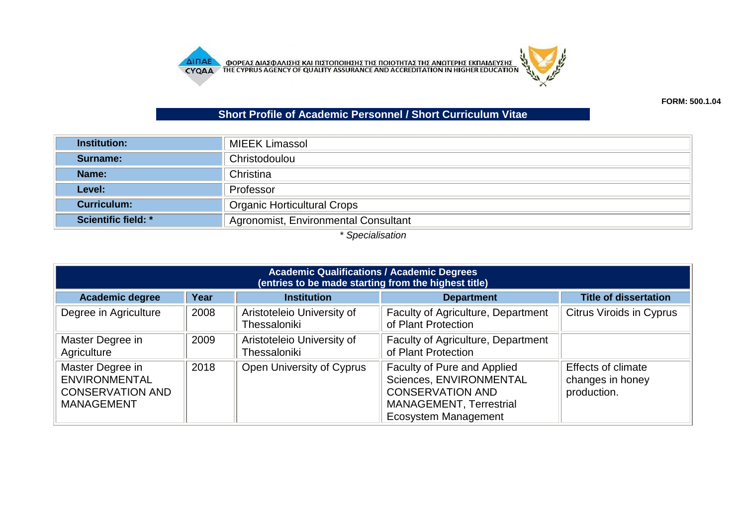ΦΟΡΕΑΣ ΔΙΑΣΦΑΛΙΣΗΣ ΚΑΙ ΠΙΣΤΟΠΟΙΗΣΗΣ ΤΗΣ ΠΟΙΟΤΗΤΑΣ ΤΗΣ ΑΝΩΤΕΡΗΣ ΕΚΠΑΙΔΕΥΣΗΣ
THE CYPRUS AGENCY OF QUALITY ASSURANCE AND ACCREDITATION IN HIGHER EDUCATION

**FORM: 500.1.04**

## Short Profile of Academic Personnel / Short Curriculum Vitae

| | |
|---|---|
| **Institution:** | MIEEK Limassol |
| **Surname:** | Christodoulou |
| **Name:** | Christina |
| **Level:** | Professor |
| **Curriculum:** | Organic Horticultural Crops |
| **Scientific field: *** | Agronomist, Environmental Consultant |

*\* Specialisation*

**Academic Qualifications / Academic Degrees**
**(entries to be made starting from the highest title)**

| Academic degree | Year | Institution | Department | Title of dissertation |
|---|---|---|---|---|
| Degree in Agriculture | 2008 | Aristoteleio University of Thessaloniki | Faculty of Agriculture, Department of Plant Protection | Citrus Viroids in Cyprus |
| Master Degree in Agriculture | 2009 | Aristoteleio University of Thessaloniki | Faculty of Agriculture, Department of Plant Protection | |
| Master Degree in ENVIRONMENTAL CONSERVATION AND MANAGEMENT | 2018 | Open University of Cyprus | Faculty of Pure and Applied Sciences, ENVIRONMENTAL CONSERVATION AND MANAGEMENT, Terrestrial Ecosystem Management | Effects of climate changes in honey production. |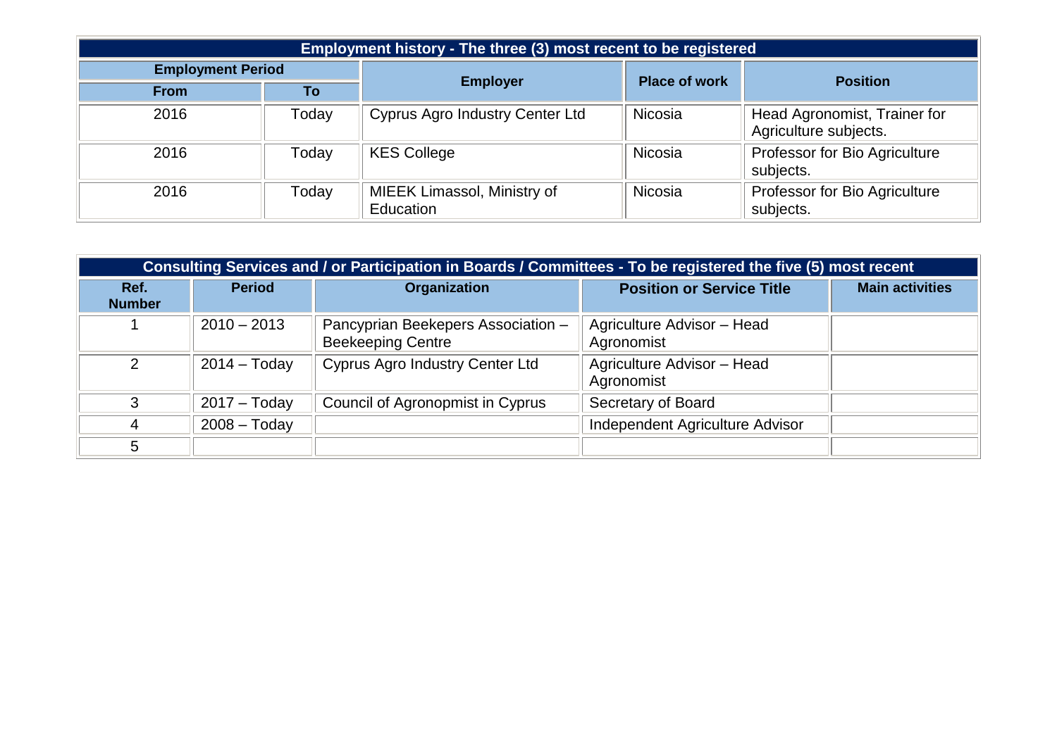| Employment history - The three (3) most recent to be registered | | | | |
|---|---|---|---|---|
| Employment Period | | Employer | Place of work | Position |
| From | To | | | |
| 2016 | Today | Cyprus Agro Industry Center Ltd | Nicosia | Head Agronomist, Trainer for Agriculture subjects. |
| 2016 | Today | KES College | Nicosia | Professor for Bio Agriculture subjects. |
| 2016 | Today | MIEEK Limassol, Ministry of Education | Nicosia | Professor for Bio Agriculture subjects. |

| Consulting Services and / or Participation in Boards / Committees - To be registered the five (5) most recent | | | | |
|---|---|---|---|---|
| Ref. Number | Period | Organization | Position or Service Title | Main activities |
| 1 | 2010 – 2013 | Pancyprian Beekepers Association – Beekeeping Centre | Agriculture Advisor – Head Agronomist | |
| 2 | 2014 – Today | Cyprus Agro Industry Center Ltd | Agriculture Advisor – Head Agronomist | |
| 3 | 2017 – Today | Council of Agronopmist in Cyprus | Secretary of Board | |
| 4 | 2008 – Today | | Independent Agriculture Advisor | |
| 5 | | | | |